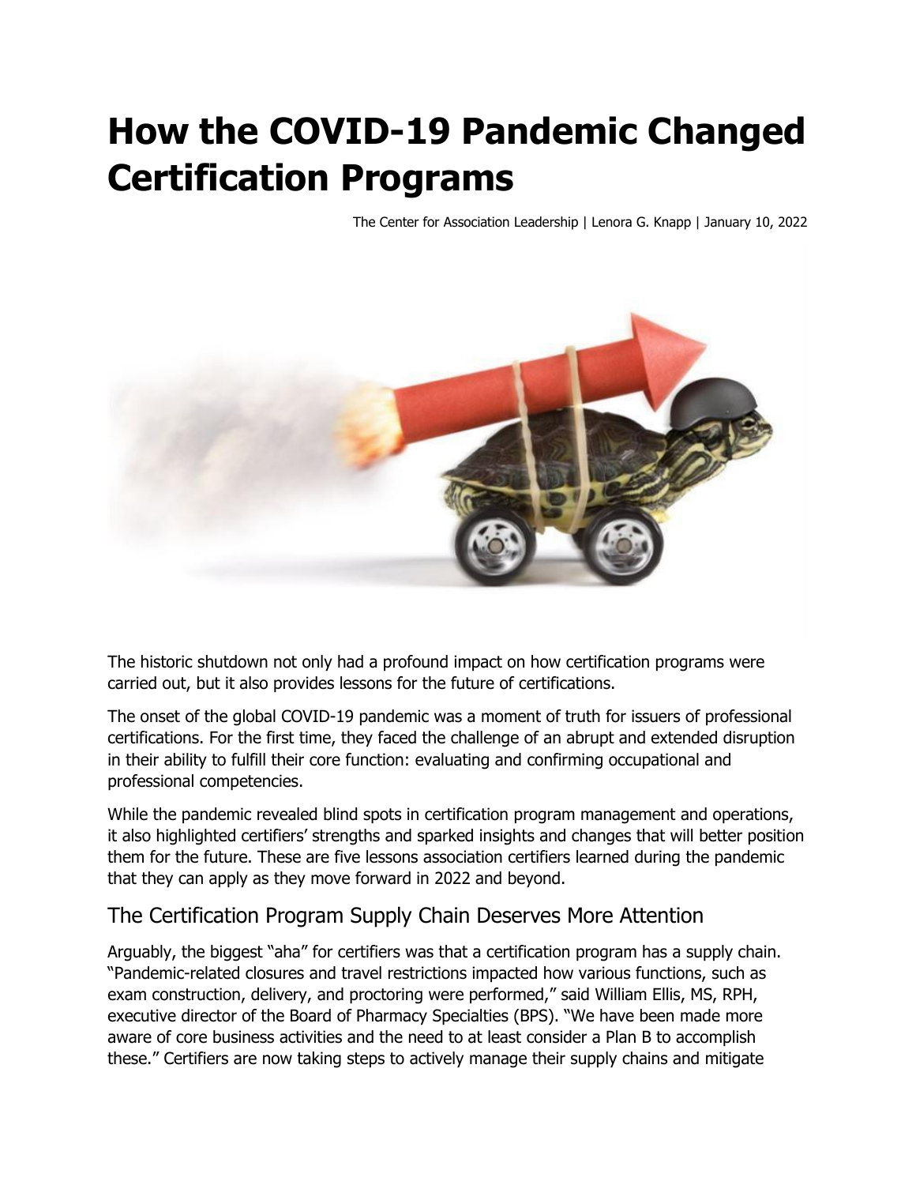# How the COVID-19 Pandemic Changed Certification Programs

The Center for Association Leadership | Lenora G. Knapp | January 10, 2022

The historic shutdown not only had a profound impact on how certification programs were carried out, but it also provides lessons for the future of certifications.

The onset of the global COVID-19 pandemic was a moment of truth for issuers of professional certifications. For the first time, they faced the challenge of an abrupt and extended disruption in their ability to fulfill their core function: evaluating and confirming occupational and professional competencies.

While the pandemic revealed blind spots in certification program management and operations, it also highlighted certifiers' strengths and sparked insights and changes that will better position them for the future. These are five lessons association certifiers learned during the pandemic that they can apply as they move forward in 2022 and beyond.

## The Certification Program Supply Chain Deserves More Attention

Arguably, the biggest "aha" for certifiers was that a certification program has a supply chain. "Pandemic-related closures and travel restrictions impacted how various functions, such as exam construction, delivery, and proctoring were performed," said William Ellis, MS, RPH, executive director of the Board of Pharmacy Specialties (BPS). "We have been made more aware of core business activities and the need to at least consider a Plan B to accomplish these." Certifiers are now taking steps to actively manage their supply chains and mitigate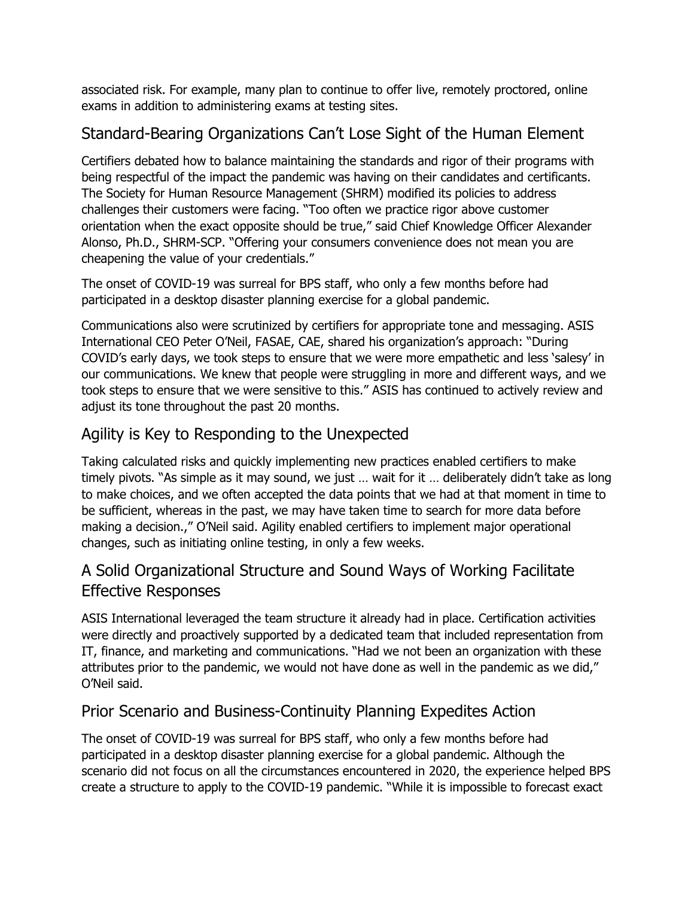associated risk. For example, many plan to continue to offer live, remotely proctored, online exams in addition to administering exams at testing sites.

## Standard-Bearing Organizations Can't Lose Sight of the Human Element

Certifiers debated how to balance maintaining the standards and rigor of their programs with being respectful of the impact the pandemic was having on their candidates and certificants. The Society for Human Resource Management (SHRM) modified its policies to address challenges their customers were facing. "Too often we practice rigor above customer orientation when the exact opposite should be true," said Chief Knowledge Officer Alexander Alonso, Ph.D., SHRM-SCP. "Offering your consumers convenience does not mean you are cheapening the value of your credentials."

The onset of COVID-19 was surreal for BPS staff, who only a few months before had participated in a desktop disaster planning exercise for a global pandemic.

Communications also were scrutinized by certifiers for appropriate tone and messaging. ASIS International CEO Peter O'Neil, FASAE, CAE, shared his organization's approach: "During COVID's early days, we took steps to ensure that we were more empathetic and less 'salesy' in our communications. We knew that people were struggling in more and different ways, and we took steps to ensure that we were sensitive to this." ASIS has continued to actively review and adjust its tone throughout the past 20 months.

## Agility is Key to Responding to the Unexpected

Taking calculated risks and quickly implementing new practices enabled certifiers to make timely pivots. "As simple as it may sound, we just … wait for it … deliberately didn't take as long to make choices, and we often accepted the data points that we had at that moment in time to be sufficient, whereas in the past, we may have taken time to search for more data before making a decision.," O'Neil said. Agility enabled certifiers to implement major operational changes, such as initiating online testing, in only a few weeks.

## A Solid Organizational Structure and Sound Ways of Working Facilitate Effective Responses

ASIS International leveraged the team structure it already had in place. Certification activities were directly and proactively supported by a dedicated team that included representation from IT, finance, and marketing and communications. "Had we not been an organization with these attributes prior to the pandemic, we would not have done as well in the pandemic as we did," O'Neil said.

## Prior Scenario and Business-Continuity Planning Expedites Action

The onset of COVID-19 was surreal for BPS staff, who only a few months before had participated in a desktop disaster planning exercise for a global pandemic. Although the scenario did not focus on all the circumstances encountered in 2020, the experience helped BPS create a structure to apply to the COVID-19 pandemic. "While it is impossible to forecast exact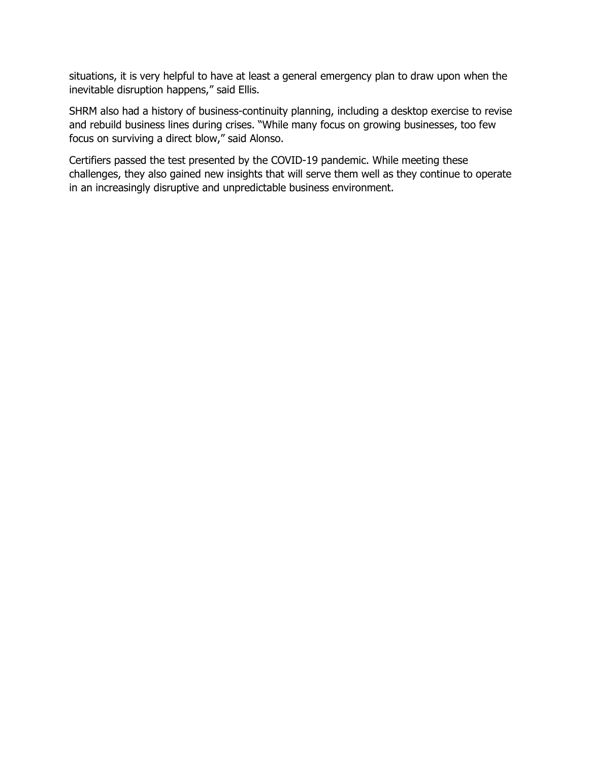situations, it is very helpful to have at least a general emergency plan to draw upon when the inevitable disruption happens," said Ellis.

SHRM also had a history of business-continuity planning, including a desktop exercise to revise and rebuild business lines during crises. "While many focus on growing businesses, too few focus on surviving a direct blow," said Alonso.

Certifiers passed the test presented by the COVID-19 pandemic. While meeting these challenges, they also gained new insights that will serve them well as they continue to operate in an increasingly disruptive and unpredictable business environment.